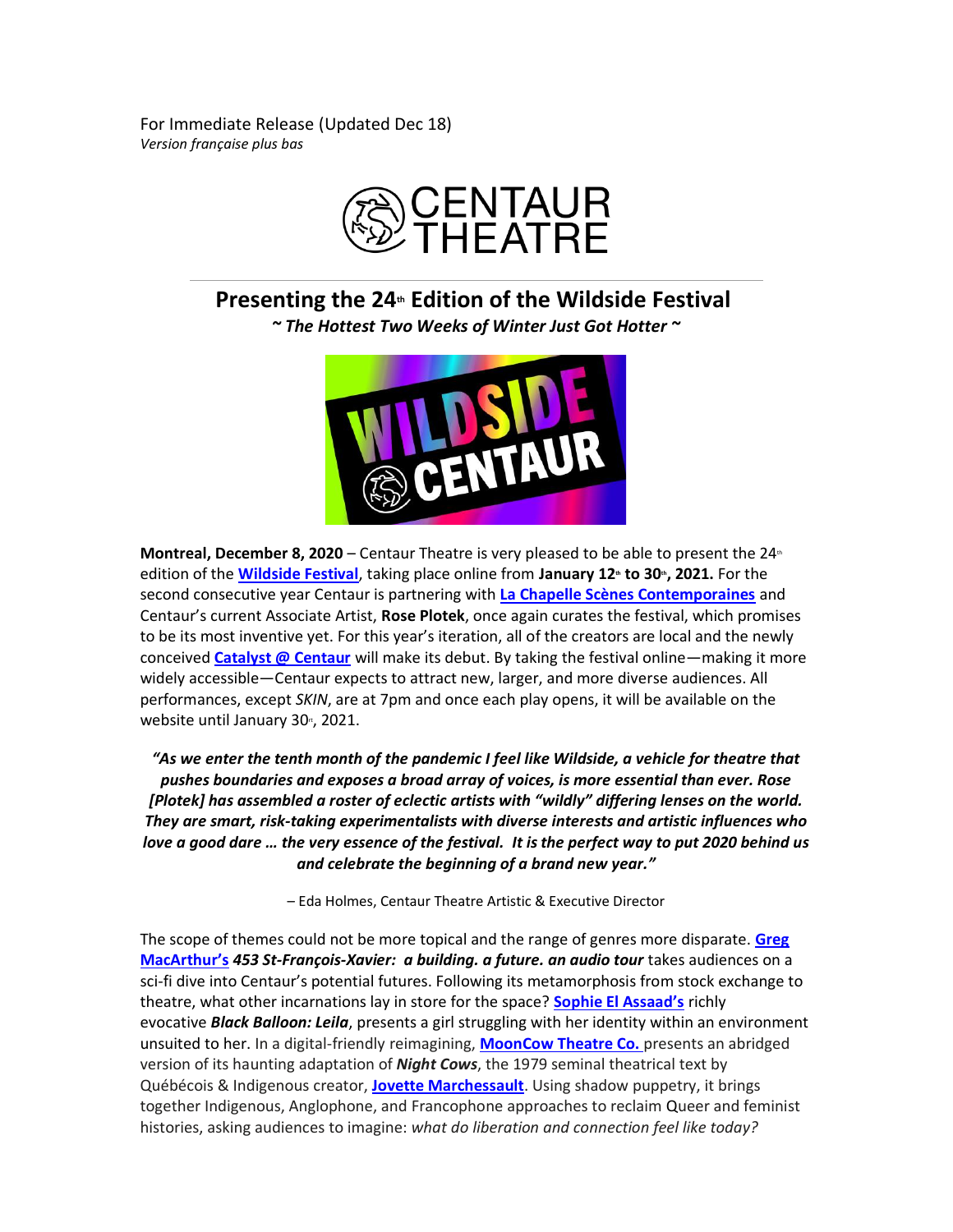For Immediate Release (Updated Dec 18)
*Version française plus bas*

CENTAUR THEATRE

# Presenting the 24th Edition of the Wildside Festival

***~ The Hottest Two Weeks of Winter Just Got Hotter ~***

WILDSIDE CENTAUR

**Montreal, December 8, 2020** – Centaur Theatre is very pleased to be able to present the 24th edition of the **Wildside Festival**, taking place online from **January 12th to 30th, 2021.** For the second consecutive year Centaur is partnering with **La Chapelle Scènes Contemporaines** and Centaur's current Associate Artist, **Rose Plotek**, once again curates the festival, which promises to be its most inventive yet. For this year's iteration, all of the creators are local and the newly conceived **Catalyst @ Centaur** will make its debut. By taking the festival online—making it more widely accessible—Centaur expects to attract new, larger, and more diverse audiences. All performances, except *SKIN*, are at 7pm and once each play opens, it will be available on the website until January 30th, 2021.

***"As we enter the tenth month of the pandemic I feel like Wildside, a vehicle for theatre that pushes boundaries and exposes a broad array of voices, is more essential than ever. Rose [Plotek] has assembled a roster of eclectic artists with "wildly" differing lenses on the world. They are smart, risk-taking experimentalists with diverse interests and artistic influences who love a good dare … the very essence of the festival. It is the perfect way to put 2020 behind us and celebrate the beginning of a brand new year."***

– Eda Holmes, Centaur Theatre Artistic & Executive Director

The scope of themes could not be more topical and the range of genres more disparate. **Greg MacArthur's** ***453 St-François-Xavier: a building. a future. an audio tour*** takes audiences on a sci-fi dive into Centaur's potential futures. Following its metamorphosis from stock exchange to theatre, what other incarnations lay in store for the space? **Sophie El Assaad's** richly evocative ***Black Balloon: Leila***, presents a girl struggling with her identity within an environment unsuited to her. In a digital-friendly reimagining, **MoonCow Theatre Co.** presents an abridged version of its haunting adaptation of ***Night Cows***, the 1979 seminal theatrical text by Québécois & Indigenous creator, **Jovette Marchessault**. Using shadow puppetry, it brings together Indigenous, Anglophone, and Francophone approaches to reclaim Queer and feminist histories, asking audiences to imagine: *what do liberation and connection feel like today?*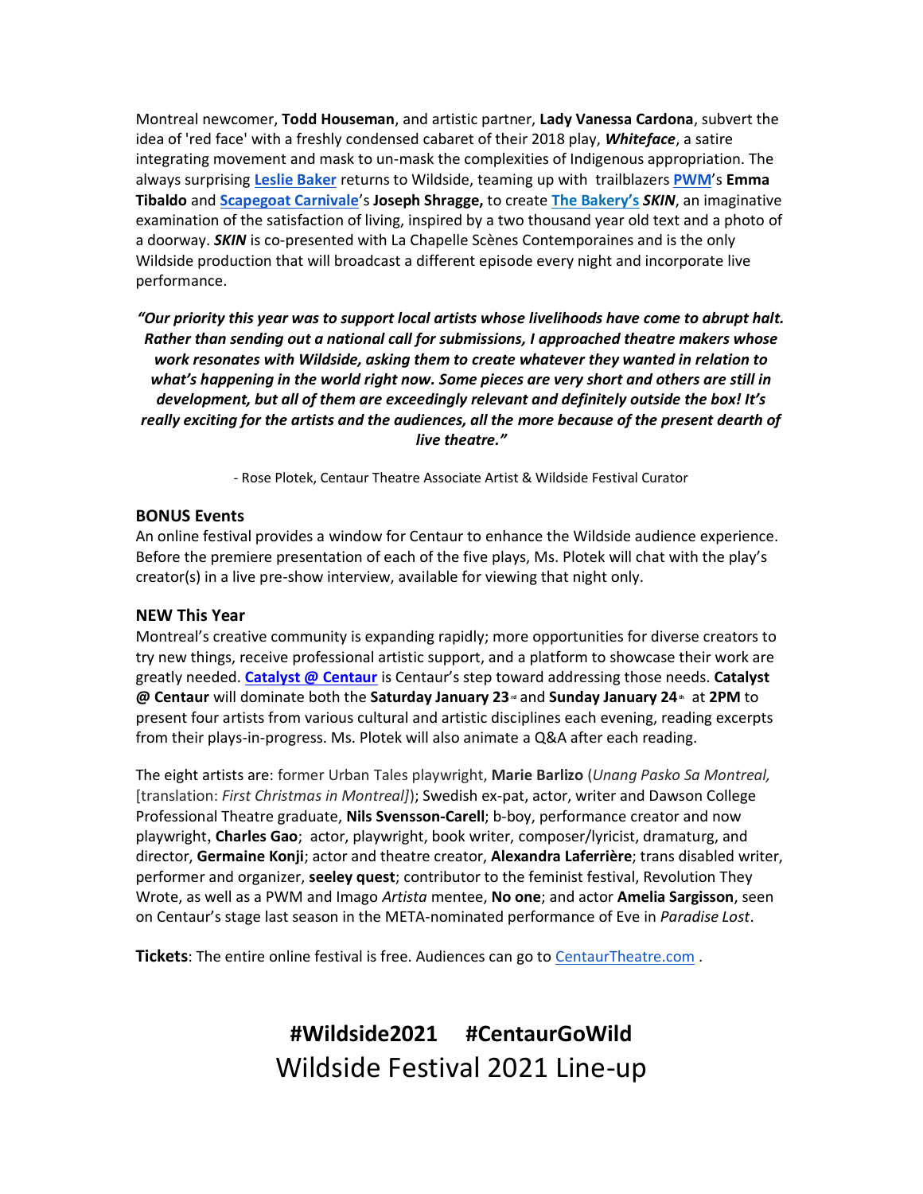Montreal newcomer, **Todd Houseman**, and artistic partner, **Lady Vanessa Cardona**, subvert the idea of 'red face' with a freshly condensed cabaret of their 2018 play, ***Whiteface***, a satire integrating movement and mask to un-mask the complexities of Indigenous appropriation. The always surprising **Leslie Baker** returns to Wildside, teaming up with trailblazers **PWM**'s **Emma Tibaldo** and **Scapegoat Carnivale**'s **Joseph Shragge,** to create **The Bakery's** ***SKIN***, an imaginative examination of the satisfaction of living, inspired by a two thousand year old text and a photo of a doorway. ***SKIN*** is co-presented with La Chapelle Scènes Contemporaines and is the only Wildside production that will broadcast a different episode every night and incorporate live performance.

***"Our priority this year was to support local artists whose livelihoods have come to abrupt halt. Rather than sending out a national call for submissions, I approached theatre makers whose work resonates with Wildside, asking them to create whatever they wanted in relation to what's happening in the world right now. Some pieces are very short and others are still in development, but all of them are exceedingly relevant and definitely outside the box! It's really exciting for the artists and the audiences, all the more because of the present dearth of live theatre."***

\- Rose Plotek, Centaur Theatre Associate Artist & Wildside Festival Curator

### BONUS Events

An online festival provides a window for Centaur to enhance the Wildside audience experience. Before the premiere presentation of each of the five plays, Ms. Plotek will chat with the play's creator(s) in a live pre-show interview, available for viewing that night only.

### NEW This Year

Montreal's creative community is expanding rapidly; more opportunities for diverse creators to try new things, receive professional artistic support, and a platform to showcase their work are greatly needed. **Catalyst @ Centaur** is Centaur's step toward addressing those needs. **Catalyst @ Centaur** will dominate both the **Saturday January 23rd** and **Sunday January 24th** at **2PM** to present four artists from various cultural and artistic disciplines each evening, reading excerpts from their plays-in-progress. Ms. Plotek will also animate a Q&A after each reading.

The eight artists are: former Urban Tales playwright, **Marie Barlizo** (*Unang Pasko Sa Montreal,* [translation: *First Christmas in Montreal*]); Swedish ex-pat, actor, writer and Dawson College Professional Theatre graduate, **Nils Svensson-Carell**; b-boy, performance creator and now playwright, **Charles Gao**; actor, playwright, book writer, composer/lyricist, dramaturg, and director, **Germaine Konji**; actor and theatre creator, **Alexandra Laferrière**; trans disabled writer, performer and organizer, **seeley quest**; contributor to the feminist festival, Revolution They Wrote, as well as a PWM and Imago *Artista* mentee, **No one**; and actor **Amelia Sargisson**, seen on Centaur's stage last season in the META-nominated performance of Eve in *Paradise Lost*.

**Tickets**: The entire online festival is free. Audiences can go to CentaurTheatre.com .

## #Wildside2021 #CentaurGoWild

## Wildside Festival 2021 Line-up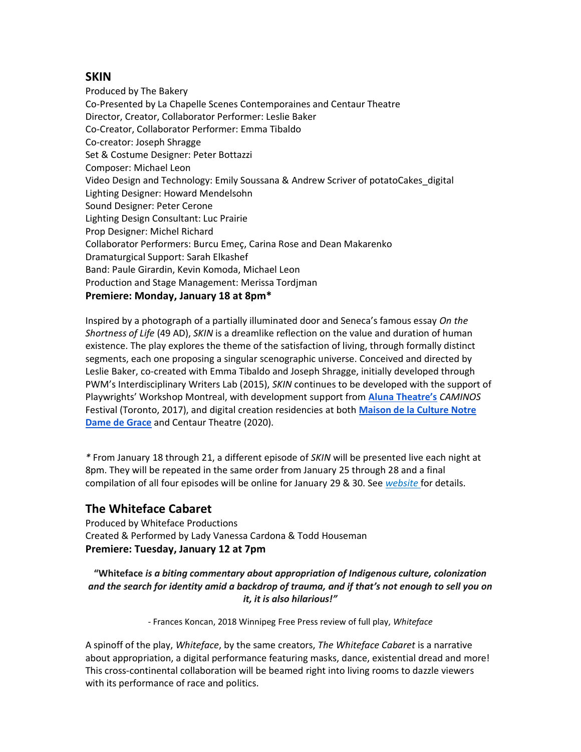## SKIN

Produced by The Bakery
Co-Presented by La Chapelle Scenes Contemporaines and Centaur Theatre
Director, Creator, Collaborator Performer: Leslie Baker
Co-Creator, Collaborator Performer: Emma Tibaldo
Co-creator: Joseph Shragge
Set & Costume Designer: Peter Bottazzi
Composer: Michael Leon
Video Design and Technology: Emily Soussana & Andrew Scriver of potatoCakes_digital
Lighting Designer: Howard Mendelsohn
Sound Designer: Peter Cerone
Lighting Design Consultant: Luc Prairie
Prop Designer: Michel Richard
Collaborator Performers: Burcu Emeç, Carina Rose and Dean Makarenko
Dramaturgical Support: Sarah Elkashef
Band: Paule Girardin, Kevin Komoda, Michael Leon
Production and Stage Management: Merissa Tordjman
**Premiere: Monday, January 18 at 8pm***

Inspired by a photograph of a partially illuminated door and Seneca's famous essay *On the Shortness of Life* (49 AD), *SKIN* is a dreamlike reflection on the value and duration of human existence. The play explores the theme of the satisfaction of living, through formally distinct segments, each one proposing a singular scenographic universe. Conceived and directed by Leslie Baker, co-created with Emma Tibaldo and Joseph Shragge, initially developed through PWM's Interdisciplinary Writers Lab (2015), *SKIN* continues to be developed with the support of Playwrights' Workshop Montreal, with development support from **Aluna Theatre's** *CAMINOS* Festival (Toronto, 2017), and digital creation residencies at both **Maison de la Culture Notre Dame de Grace** and Centaur Theatre (2020).

*\* From January 18 through 21, a different episode of *SKIN* will be presented live each night at 8pm. They will be repeated in the same order from January 25 through 28 and a final compilation of all four episodes will be online for January 29 & 30. See *website* for details.

## The Whiteface Cabaret

Produced by Whiteface Productions
Created & Performed by Lady Vanessa Cardona & Todd Houseman
**Premiere: Tuesday, January 12 at 7pm**

> **"Whiteface** ***is a biting commentary about appropriation of Indigenous culture, colonization and the search for identity amid a backdrop of trauma, and if that's not enough to sell you on it, it is also hilarious!"***
>
> \- Frances Koncan, 2018 Winnipeg Free Press review of full play, *Whiteface*

A spinoff of the play, *Whiteface*, by the same creators, *The Whiteface Cabaret* is a narrative about appropriation, a digital performance featuring masks, dance, existential dread and more! This cross-continental collaboration will be beamed right into living rooms to dazzle viewers with its performance of race and politics.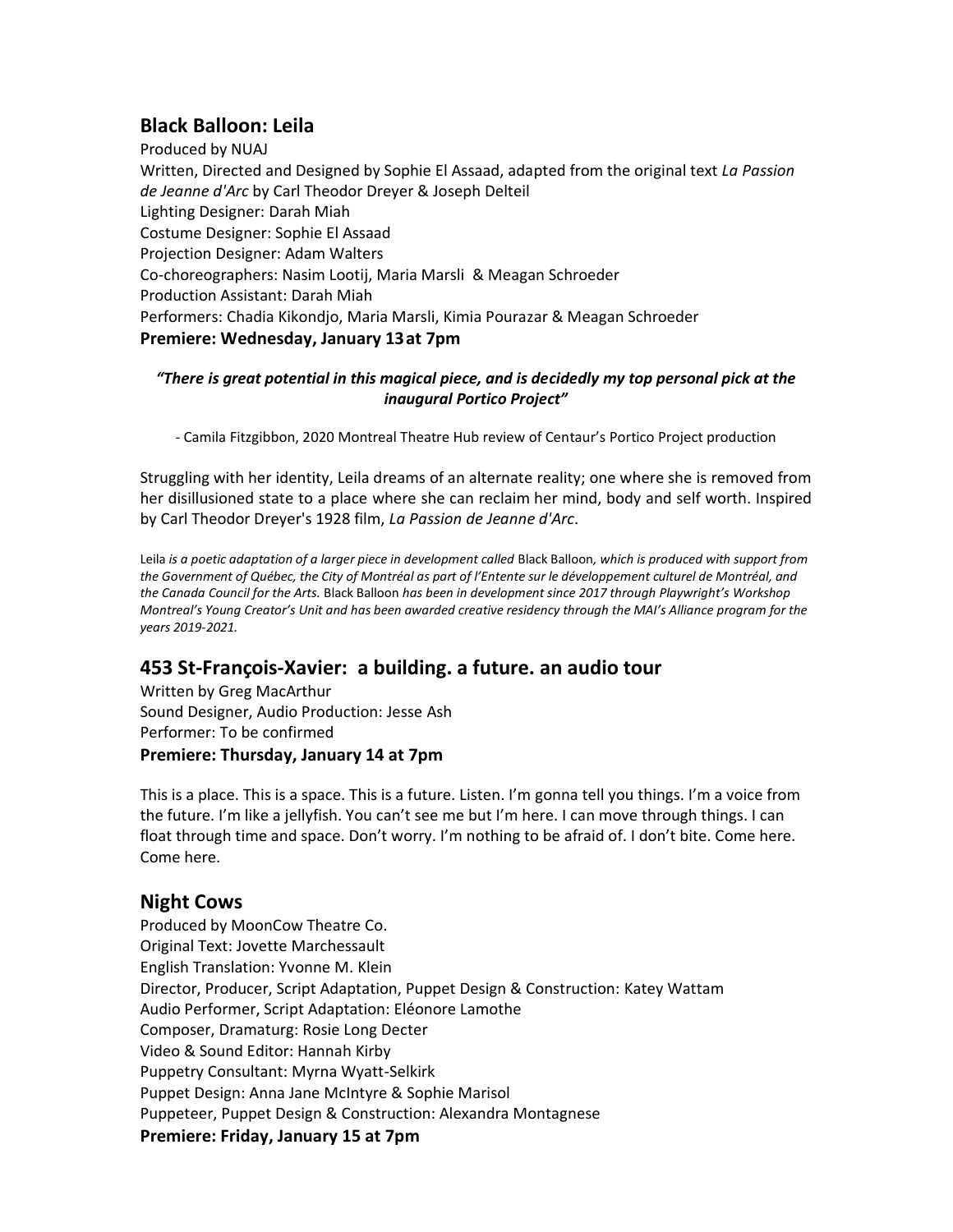## Black Balloon: Leila

Produced by NUAJ
Written, Directed and Designed by Sophie El Assaad, adapted from the original text *La Passion de Jeanne d'Arc* by Carl Theodor Dreyer & Joseph Delteil
Lighting Designer: Darah Miah
Costume Designer: Sophie El Assaad
Projection Designer: Adam Walters
Co-choreographers: Nasim Lootij, Maria Marsli & Meagan Schroeder
Production Assistant: Darah Miah
Performers: Chadia Kikondjo, Maria Marsli, Kimia Pourazar & Meagan Schroeder
**Premiere: Wednesday, January 13 at 7pm**

***"There is great potential in this magical piece, and is decidedly my top personal pick at the inaugural Portico Project"***

- Camila Fitzgibbon, 2020 Montreal Theatre Hub review of Centaur's Portico Project production

Struggling with her identity, Leila dreams of an alternate reality; one where she is removed from her disillusioned state to a place where she can reclaim her mind, body and self worth. Inspired by Carl Theodor Dreyer's 1928 film, *La Passion de Jeanne d'Arc*.

Leila *is a poetic adaptation of a larger piece in development called* Black Balloon*, which is produced with support from the Government of Québec, the City of Montréal as part of l'Entente sur le développement culturel de Montréal, and the Canada Council for the Arts.* Black Balloon *has been in development since 2017 through Playwright's Workshop Montreal's Young Creator's Unit and has been awarded creative residency through the MAI's Alliance program for the years 2019-2021.*

## 453 St-François-Xavier: a building. a future. an audio tour

Written by Greg MacArthur
Sound Designer, Audio Production: Jesse Ash
Performer: To be confirmed
**Premiere: Thursday, January 14 at 7pm**

This is a place. This is a space. This is a future. Listen. I'm gonna tell you things. I'm a voice from the future. I'm like a jellyfish. You can't see me but I'm here. I can move through things. I can float through time and space. Don't worry. I'm nothing to be afraid of. I don't bite. Come here. Come here.

## Night Cows

Produced by MoonCow Theatre Co.
Original Text: Jovette Marchessault
English Translation: Yvonne M. Klein
Director, Producer, Script Adaptation, Puppet Design & Construction: Katey Wattam
Audio Performer, Script Adaptation: Eléonore Lamothe
Composer, Dramaturg: Rosie Long Decter
Video & Sound Editor: Hannah Kirby
Puppetry Consultant: Myrna Wyatt-Selkirk
Puppet Design: Anna Jane McIntyre & Sophie Marisol
Puppeteer, Puppet Design & Construction: Alexandra Montagnese
**Premiere: Friday, January 15 at 7pm**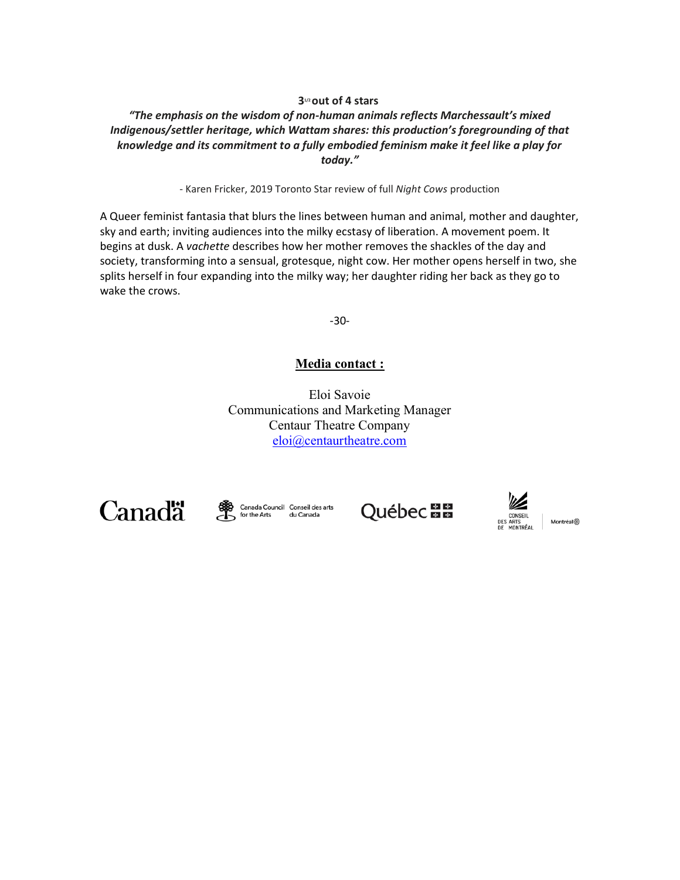**3½ out of 4 stars**

***"The emphasis on the wisdom of non-human animals reflects Marchessault's mixed Indigenous/settler heritage, which Wattam shares: this production's foregrounding of that knowledge and its commitment to a fully embodied feminism make it feel like a play for today."***

- Karen Fricker, 2019 Toronto Star review of full *Night Cows* production

A Queer feminist fantasia that blurs the lines between human and animal, mother and daughter, sky and earth; inviting audiences into the milky ecstasy of liberation. A movement poem. It begins at dusk. A *vachette* describes how her mother removes the shackles of the day and society, transforming into a sensual, grotesque, night cow. Her mother opens herself in two, she splits herself in four expanding into the milky way; her daughter riding her back as they go to wake the crows.

-30-

**Media contact :**

Eloi Savoie
Communications and Marketing Manager
Centaur Theatre Company
eloi@centaurtheatre.com

Canada

Canada Council for the Arts | Conseil des arts du Canada

Québec

Conseil des arts de Montréal

Montréal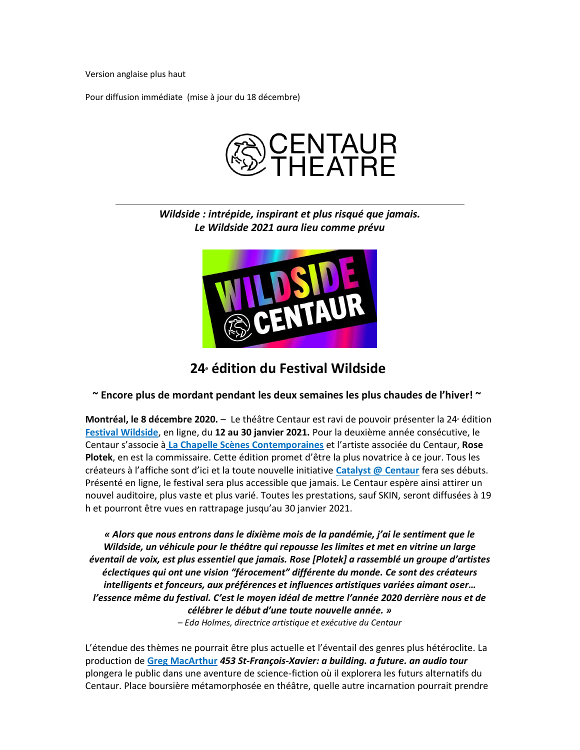Version anglaise plus haut

Pour diffusion immédiate (mise à jour du 18 décembre)

***Wildside : intrépide, inspirant et plus risqué que jamais.***
***Le Wildside 2021 aura lieu comme prévu***

## 24e édition du Festival Wildside

### ~ Encore plus de mordant pendant les deux semaines les plus chaudes de l'hiver! ~

**Montréal, le 8 décembre 2020.** – Le théâtre Centaur est ravi de pouvoir présenter la 24e édition **Festival Wildside**, en ligne, du **12 au 30 janvier 2021.** Pour la deuxième année consécutive, le Centaur s'associe à **La Chapelle Scènes Contemporaines** et l'artiste associée du Centaur, **Rose Plotek**, en est la commissaire. Cette édition promet d'être la plus novatrice à ce jour. Tous les créateurs à l'affiche sont d'ici et la toute nouvelle initiative **Catalyst @ Centaur** fera ses débuts. Présenté en ligne, le festival sera plus accessible que jamais. Le Centaur espère ainsi attirer un nouvel auditoire, plus vaste et plus varié. Toutes les prestations, sauf SKIN, seront diffusées à 19 h et pourront être vues en rattrapage jusqu'au 30 janvier 2021.

> ***« Alors que nous entrons dans le dixième mois de la pandémie, j'ai le sentiment que le Wildside, un véhicule pour le théâtre qui repousse les limites et met en vitrine un large éventail de voix, est plus essentiel que jamais. Rose [Plotek] a rassemblé un groupe d'artistes éclectiques qui ont une vision "férocement" différente du monde. Ce sont des créateurs intelligents et fonceurs, aux préférences et influences artistiques variées aimant oser… l'essence même du festival. C'est le moyen idéal de mettre l'année 2020 derrière nous et de célébrer le début d'une toute nouvelle année. »***
>
> *– Eda Holmes, directrice artistique et exécutive du Centaur*

L'étendue des thèmes ne pourrait être plus actuelle et l'éventail des genres plus hétéroclite. La production de **Greg MacArthur** ***453 St-François-Xavier: a building. a future. an audio tour*** plongera le public dans une aventure de science-fiction où il explorera les futurs alternatifs du Centaur. Place boursière métamorphosée en théâtre, quelle autre incarnation pourrait prendre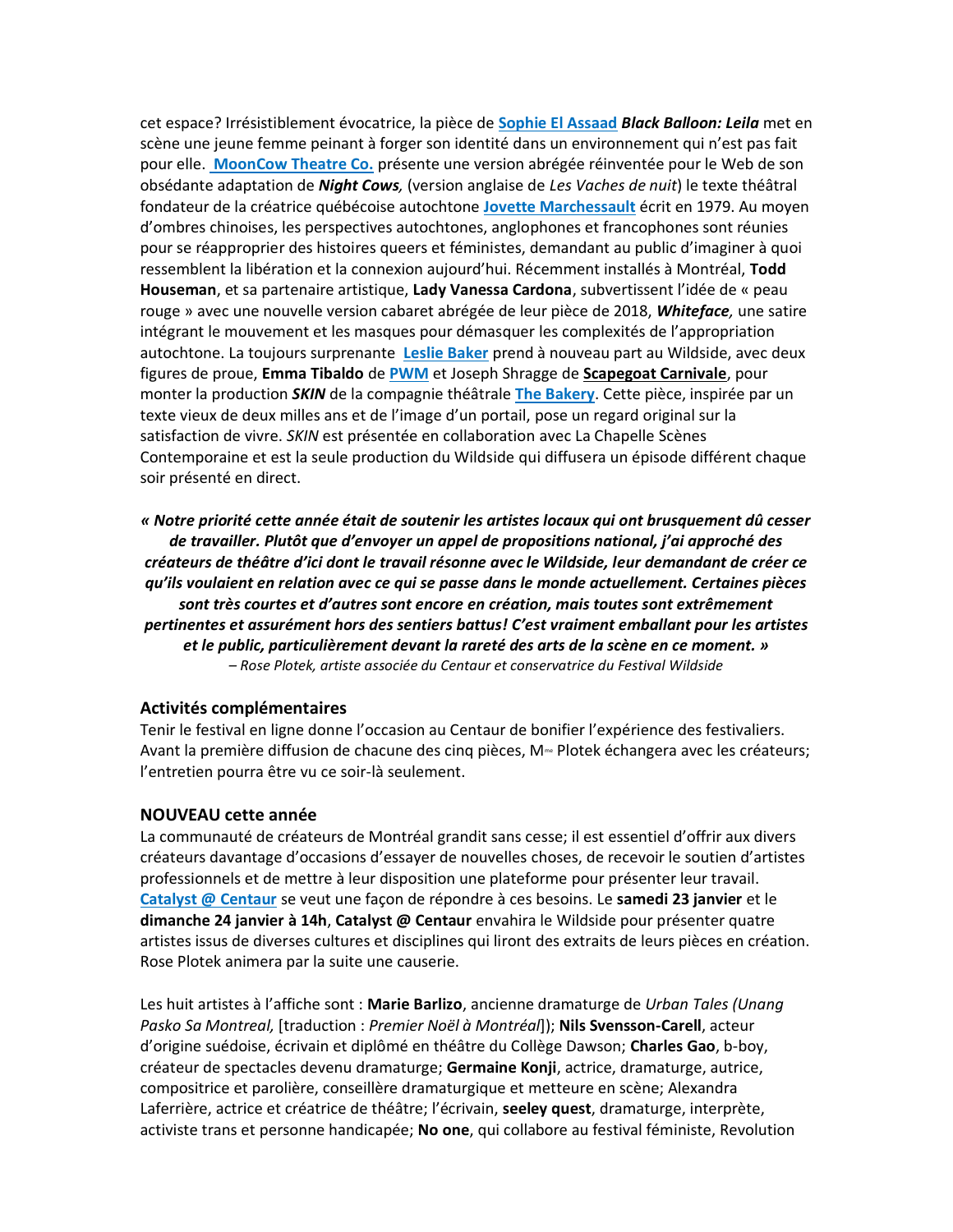cet espace? Irrésistiblement évocatrice, la pièce de **Sophie El Assaad** ***Black Balloon: Leila*** met en scène une jeune femme peinant à forger son identité dans un environnement qui n'est pas fait pour elle. **MoonCow Theatre Co.** présente une version abrégée réinventée pour le Web de son obsédante adaptation de ***Night Cows,*** (version anglaise de *Les Vaches de nuit*) le texte théâtral fondateur de la créatrice québécoise autochtone **Jovette Marchessault** écrit en 1979. Au moyen d'ombres chinoises, les perspectives autochtones, anglophones et francophones sont réunies pour se réapproprier des histoires queers et féministes, demandant au public d'imaginer à quoi ressemblent la libération et la connexion aujourd'hui. Récemment installés à Montréal, **Todd Houseman**, et sa partenaire artistique, **Lady Vanessa Cardona**, subvertissent l'idée de « peau rouge » avec une nouvelle version cabaret abrégée de leur pièce de 2018, ***Whiteface,*** une satire intégrant le mouvement et les masques pour démasquer les complexités de l'appropriation autochtone. La toujours surprenante **Leslie Baker** prend à nouveau part au Wildside, avec deux figures de proue, **Emma Tibaldo** de **PWM** et Joseph Shragge de **Scapegoat Carnivale**, pour monter la production ***SKIN*** de la compagnie théâtrale **The Bakery**. Cette pièce, inspirée par un texte vieux de deux milles ans et de l'image d'un portail, pose un regard original sur la satisfaction de vivre. *SKIN* est présentée en collaboration avec La Chapelle Scènes Contemporaine et est la seule production du Wildside qui diffusera un épisode différent chaque soir présenté en direct.

***« Notre priorité cette année était de soutenir les artistes locaux qui ont brusquement dû cesser de travailler. Plutôt que d'envoyer un appel de propositions national, j'ai approché des créateurs de théâtre d'ici dont le travail résonne avec le Wildside, leur demandant de créer ce qu'ils voulaient en relation avec ce qui se passe dans le monde actuellement. Certaines pièces sont très courtes et d'autres sont encore en création, mais toutes sont extrêmement pertinentes et assurément hors des sentiers battus! C'est vraiment emballant pour les artistes et le public, particulièrement devant la rareté des arts de la scène en ce moment. »***

*– Rose Plotek, artiste associée du Centaur et conservatrice du Festival Wildside*

### Activités complémentaires

Tenir le festival en ligne donne l'occasion au Centaur de bonifier l'expérience des festivaliers. Avant la première diffusion de chacune des cinq pièces, Mme Plotek échangera avec les créateurs; l'entretien pourra être vu ce soir-là seulement.

### NOUVEAU cette année

La communauté de créateurs de Montréal grandit sans cesse; il est essentiel d'offrir aux divers créateurs davantage d'occasions d'essayer de nouvelles choses, de recevoir le soutien d'artistes professionnels et de mettre à leur disposition une plateforme pour présenter leur travail. **Catalyst @ Centaur** se veut une façon de répondre à ces besoins. Le **samedi 23 janvier** et le **dimanche 24 janvier à 14h**, **Catalyst @ Centaur** envahira le Wildside pour présenter quatre artistes issus de diverses cultures et disciplines qui liront des extraits de leurs pièces en création. Rose Plotek animera par la suite une causerie.

Les huit artistes à l'affiche sont : **Marie Barlizo**, ancienne dramaturge de *Urban Tales (Unang Pasko Sa Montreal,* [traduction : *Premier Noël à Montréal*]); **Nils Svensson-Carell**, acteur d'origine suédoise, écrivain et diplômé en théâtre du Collège Dawson; **Charles Gao**, b-boy, créateur de spectacles devenu dramaturge; **Germaine Konji**, actrice, dramaturge, autrice, compositrice et parolière, conseillère dramaturgique et metteure en scène; Alexandra Laferrière, actrice et créatrice de théâtre; l'écrivain, **seeley quest**, dramaturge, interprète, activiste trans et personne handicapée; **No one**, qui collabore au festival féministe, Revolution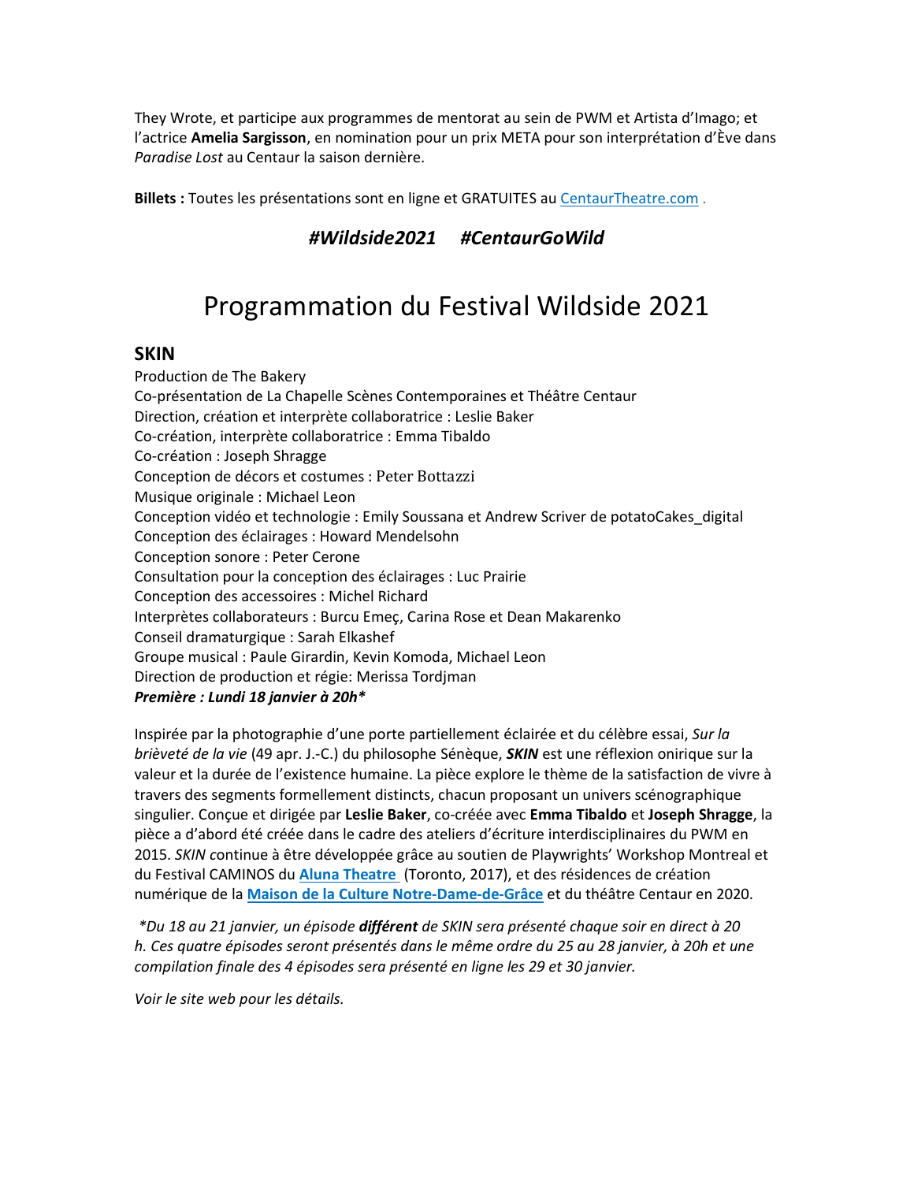They Wrote, et participe aux programmes de mentorat au sein de PWM et Artista d'Imago; et l'actrice **Amelia Sargisson**, en nomination pour un prix META pour son interprétation d'Ève dans *Paradise Lost* au Centaur la saison dernière.

**Billets :** Toutes les présentations sont en ligne et GRATUITES au [CentaurTheatre.com](CentaurTheatre.com) .

***#Wildside2021     #CentaurGoWild***

# Programmation du Festival Wildside 2021

## SKIN

Production de The Bakery
Co-présentation de La Chapelle Scènes Contemporaines et Théâtre Centaur
Direction, création et interprète collaboratrice : Leslie Baker
Co-création, interprète collaboratrice : Emma Tibaldo
Co-création : Joseph Shragge
Conception de décors et costumes : Peter Bottazzi
Musique originale : Michael Leon
Conception vidéo et technologie : Emily Soussana et Andrew Scriver de potatoCakes_digital
Conception des éclairages : Howard Mendelsohn
Conception sonore : Peter Cerone
Consultation pour la conception des éclairages : Luc Prairie
Conception des accessoires : Michel Richard
Interprètes collaborateurs : Burcu Emeç, Carina Rose et Dean Makarenko
Conseil dramaturgique : Sarah Elkashef
Groupe musical : Paule Girardin, Kevin Komoda, Michael Leon
Direction de production et régie: Merissa Tordjman
***Première : Lundi 18 janvier à 20h****

Inspirée par la photographie d'une porte partiellement éclairée et du célèbre essai, *Sur la brièveté de la vie* (49 apr. J.-C.) du philosophe Sénèque, ***SKIN*** est une réflexion onirique sur la valeur et la durée de l'existence humaine. La pièce explore le thème de la satisfaction de vivre à travers des segments formellement distincts, chacun proposant un univers scénographique singulier. Conçue et dirigée par **Leslie Baker**, co-créée avec **Emma Tibaldo** et **Joseph Shragge**, la pièce a d'abord été créée dans le cadre des ateliers d'écriture interdisciplinaires du PWM en 2015. *SKIN c*ontinue à être développée grâce au soutien de Playwrights' Workshop Montreal et du Festival CAMINOS du **Aluna Theatre** (Toronto, 2017), et des résidences de création numérique de la **Maison de la Culture Notre-Dame-de-Grâce** et du théâtre Centaur en 2020.

*\*Du 18 au 21 janvier, un épisode **différent** de SKIN sera présenté chaque soir en direct à 20 h. Ces quatre épisodes seront présentés dans le même ordre du 25 au 28 janvier, à 20h et une compilation finale des 4 épisodes sera présenté en ligne les 29 et 30 janvier.*

*Voir le site web pour les détails.*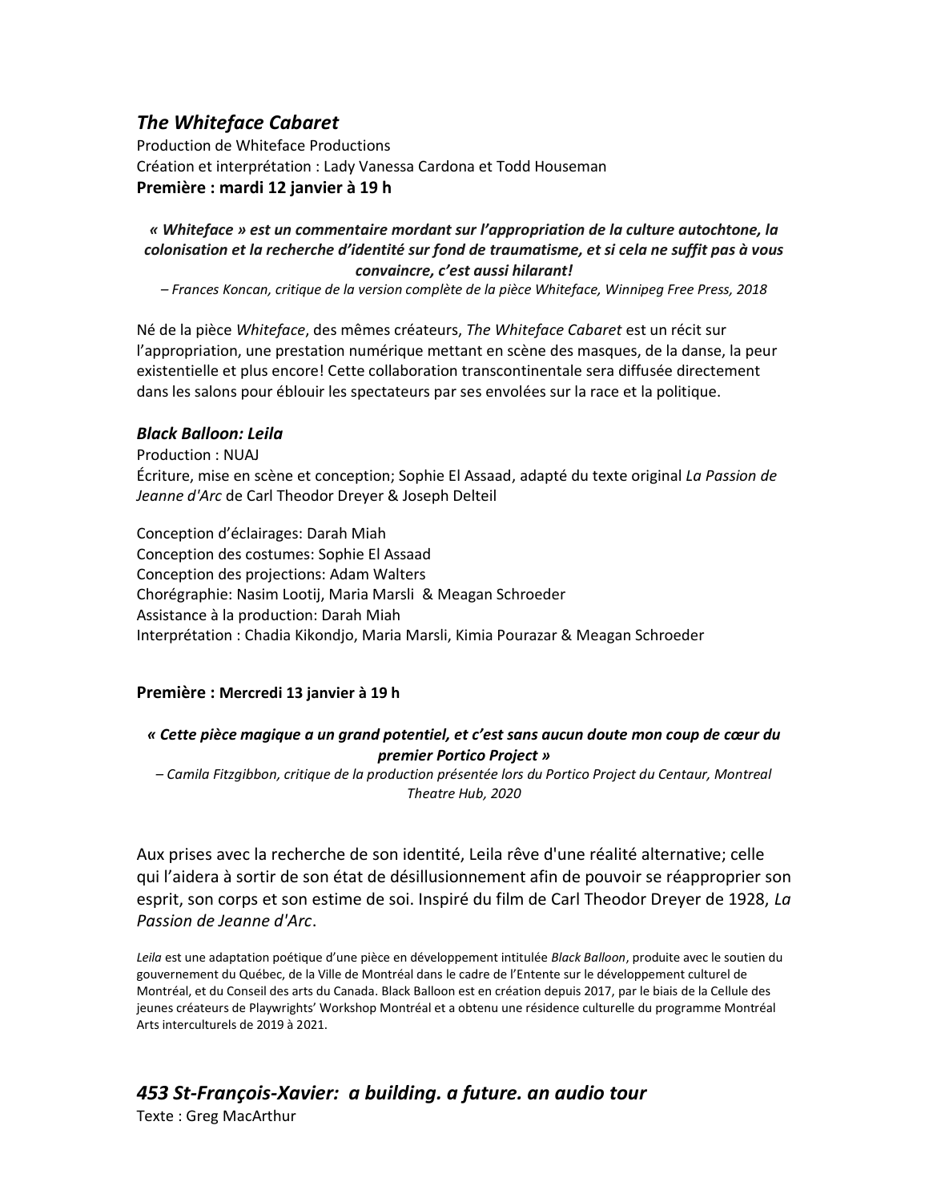## *The Whiteface Cabaret*

Production de Whiteface Productions
Création et interprétation : Lady Vanessa Cardona et Todd Houseman
**Première : mardi 12 janvier à 19 h**

***« Whiteface » est un commentaire mordant sur l'appropriation de la culture autochtone, la colonisation et la recherche d'identité sur fond de traumatisme, et si cela ne suffit pas à vous convaincre, c'est aussi hilarant!***
*– Frances Koncan, critique de la version complète de la pièce Whiteface, Winnipeg Free Press, 2018*

Né de la pièce *Whiteface*, des mêmes créateurs, *The Whiteface Cabaret* est un récit sur l'appropriation, une prestation numérique mettant en scène des masques, de la danse, la peur existentielle et plus encore! Cette collaboration transcontinentale sera diffusée directement dans les salons pour éblouir les spectateurs par ses envolées sur la race et la politique.

### *Black Balloon: Leila*

Production : NUAJ
Écriture, mise en scène et conception; Sophie El Assaad, adapté du texte original *La Passion de Jeanne d'Arc* de Carl Theodor Dreyer & Joseph Delteil

Conception d'éclairages: Darah Miah
Conception des costumes: Sophie El Assaad
Conception des projections: Adam Walters
Chorégraphie: Nasim Lootij, Maria Marsli & Meagan Schroeder
Assistance à la production: Darah Miah
Interprétation : Chadia Kikondjo, Maria Marsli, Kimia Pourazar & Meagan Schroeder

**Première : Mercredi 13 janvier à 19 h**

***« Cette pièce magique a un grand potentiel, et c'est sans aucun doute mon coup de cœur du premier Portico Project »***
*– Camila Fitzgibbon, critique de la production présentée lors du Portico Project du Centaur, Montreal Theatre Hub, 2020*

Aux prises avec la recherche de son identité, Leila rêve d'une réalité alternative; celle qui l'aidera à sortir de son état de désillusionnement afin de pouvoir se réapproprier son esprit, son corps et son estime de soi. Inspiré du film de Carl Theodor Dreyer de 1928, *La Passion de Jeanne d'Arc*.

*Leila* est une adaptation poétique d'une pièce en développement intitulée *Black Balloon*, produite avec le soutien du gouvernement du Québec, de la Ville de Montréal dans le cadre de l'Entente sur le développement culturel de Montréal, et du Conseil des arts du Canada. Black Balloon est en création depuis 2017, par le biais de la Cellule des jeunes créateurs de Playwrights' Workshop Montréal et a obtenu une résidence culturelle du programme Montréal Arts interculturels de 2019 à 2021.

## *453 St-François-Xavier: a building. a future. an audio tour*

Texte : Greg MacArthur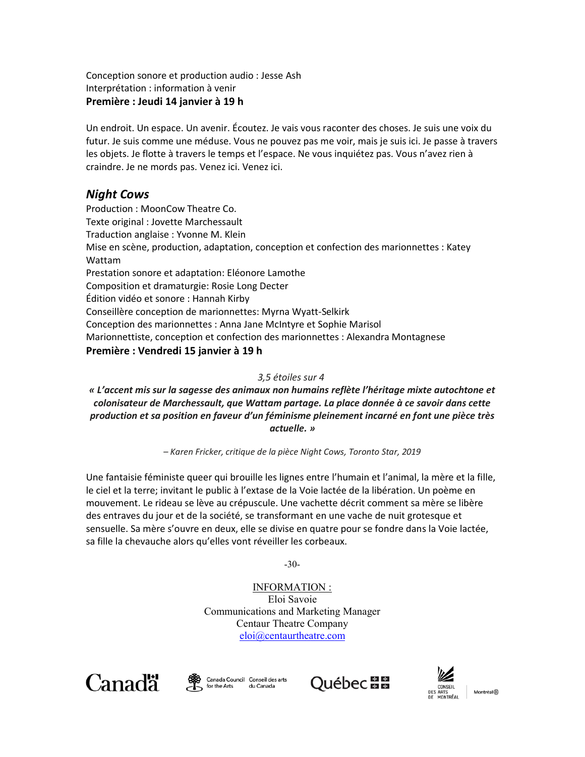Conception sonore et production audio : Jesse Ash
Interprétation : information à venir
**Première : Jeudi 14 janvier à 19 h**

Un endroit. Un espace. Un avenir. Écoutez. Je vais vous raconter des choses. Je suis une voix du futur. Je suis comme une méduse. Vous ne pouvez pas me voir, mais je suis ici. Je passe à travers les objets. Je flotte à travers le temps et l'espace. Ne vous inquiétez pas. Vous n'avez rien à craindre. Je ne mords pas. Venez ici. Venez ici.

## *Night Cows*

Production : MoonCow Theatre Co.
Texte original : Jovette Marchessault
Traduction anglaise : Yvonne M. Klein
Mise en scène, production, adaptation, conception et confection des marionnettes : Katey Wattam
Prestation sonore et adaptation: Eléonore Lamothe
Composition et dramaturgie: Rosie Long Decter
Édition vidéo et sonore : Hannah Kirby
Conseillère conception de marionnettes: Myrna Wyatt-Selkirk
Conception des marionnettes : Anna Jane McIntyre et Sophie Marisol
Marionnettiste, conception et confection des marionnettes : Alexandra Montagnese
**Première : Vendredi 15 janvier à 19 h**

*3,5 étoiles sur 4*

***« L'accent mis sur la sagesse des animaux non humains reflète l'héritage mixte autochtone et colonisateur de Marchessault, que Wattam partage. La place donnée à ce savoir dans cette production et sa position en faveur d'un féminisme pleinement incarné en font une pièce très actuelle. »***

*– Karen Fricker, critique de la pièce Night Cows, Toronto Star, 2019*

Une fantaisie féministe queer qui brouille les lignes entre l'humain et l'animal, la mère et la fille, le ciel et la terre; invitant le public à l'extase de la Voie lactée de la libération. Un poème en mouvement. Le rideau se lève au crépuscule. Une vachette décrit comment sa mère se libère des entraves du jour et de la société, se transformant en une vache de nuit grotesque et sensuelle. Sa mère s'ouvre en deux, elle se divise en quatre pour se fondre dans la Voie lactée, sa fille la chevauche alors qu'elles vont réveiller les corbeaux.

-30-

INFORMATION :
Eloi Savoie
Communications and Marketing Manager
Centaur Theatre Company
eloi@centaurtheatre.com

Canada | Canada Council for the Arts / Conseil des arts du Canada | Québec | Conseil des arts de Montréal | Montréal